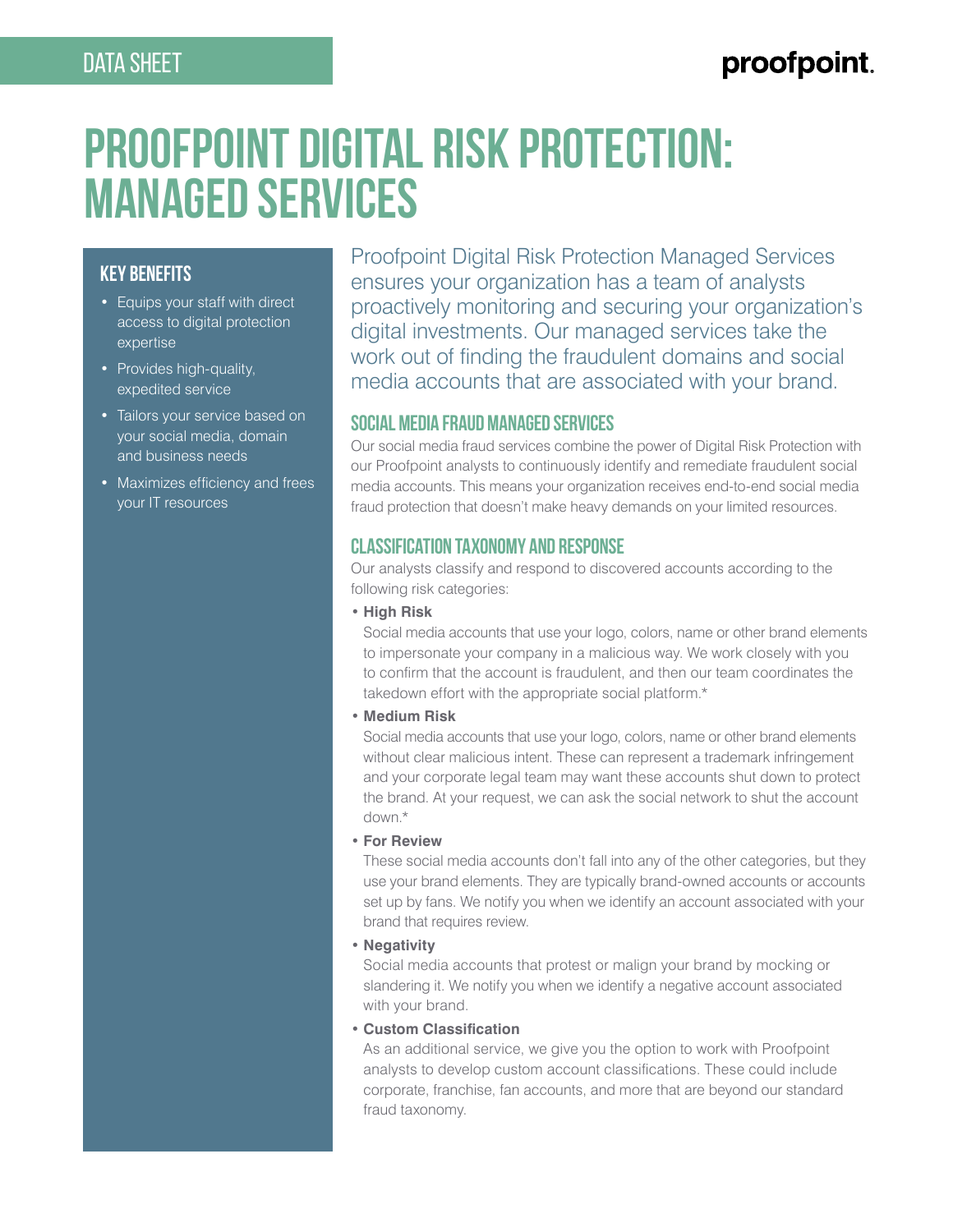DATA SHEET

# PROOFPOINT DIGITAL RISK PROTECTION: MANAGED SERVICES

## KEY BENEFITS

- Equips your staff with direct access to digital protection expertise
- Provides high-quality, expedited service
- Tailors your service based on your social media, domain and business needs
- Maximizes efficiency and frees your IT resources

Proofpoint Digital Risk Protection Managed Services ensures your organization has a team of analysts proactively monitoring and securing your organization's digital investments. Our managed services take the work out of finding the fraudulent domains and social media accounts that are associated with your brand.

## SOCIAL MEDIA FRAUD MANAGED SERVICES

Our social media fraud services combine the power of Digital Risk Protection with our Proofpoint analysts to continuously identify and remediate fraudulent social media accounts. This means your organization receives end-to-end social media fraud protection that doesn't make heavy demands on your limited resources.

## CLASSIFICATION TAXONOMY AND RESPONSE

Our analysts classify and respond to discovered accounts according to the following risk categories:

- **High Risk**
  Social media accounts that use your logo, colors, name or other brand elements to impersonate your company in a malicious way. We work closely with you to confirm that the account is fraudulent, and then our team coordinates the takedown effort with the appropriate social platform.*
- **Medium Risk**
  Social media accounts that use your logo, colors, name or other brand elements without clear malicious intent. These can represent a trademark infringement and your corporate legal team may want these accounts shut down to protect the brand. At your request, we can ask the social network to shut the account down.*
- **For Review**
  These social media accounts don't fall into any of the other categories, but they use your brand elements. They are typically brand-owned accounts or accounts set up by fans. We notify you when we identify an account associated with your brand that requires review.
- **Negativity**
  Social media accounts that protest or malign your brand by mocking or slandering it. We notify you when we identify a negative account associated with your brand.
- **Custom Classification**
  As an additional service, we give you the option to work with Proofpoint analysts to develop custom account classifications. These could include corporate, franchise, fan accounts, and more that are beyond our standard fraud taxonomy.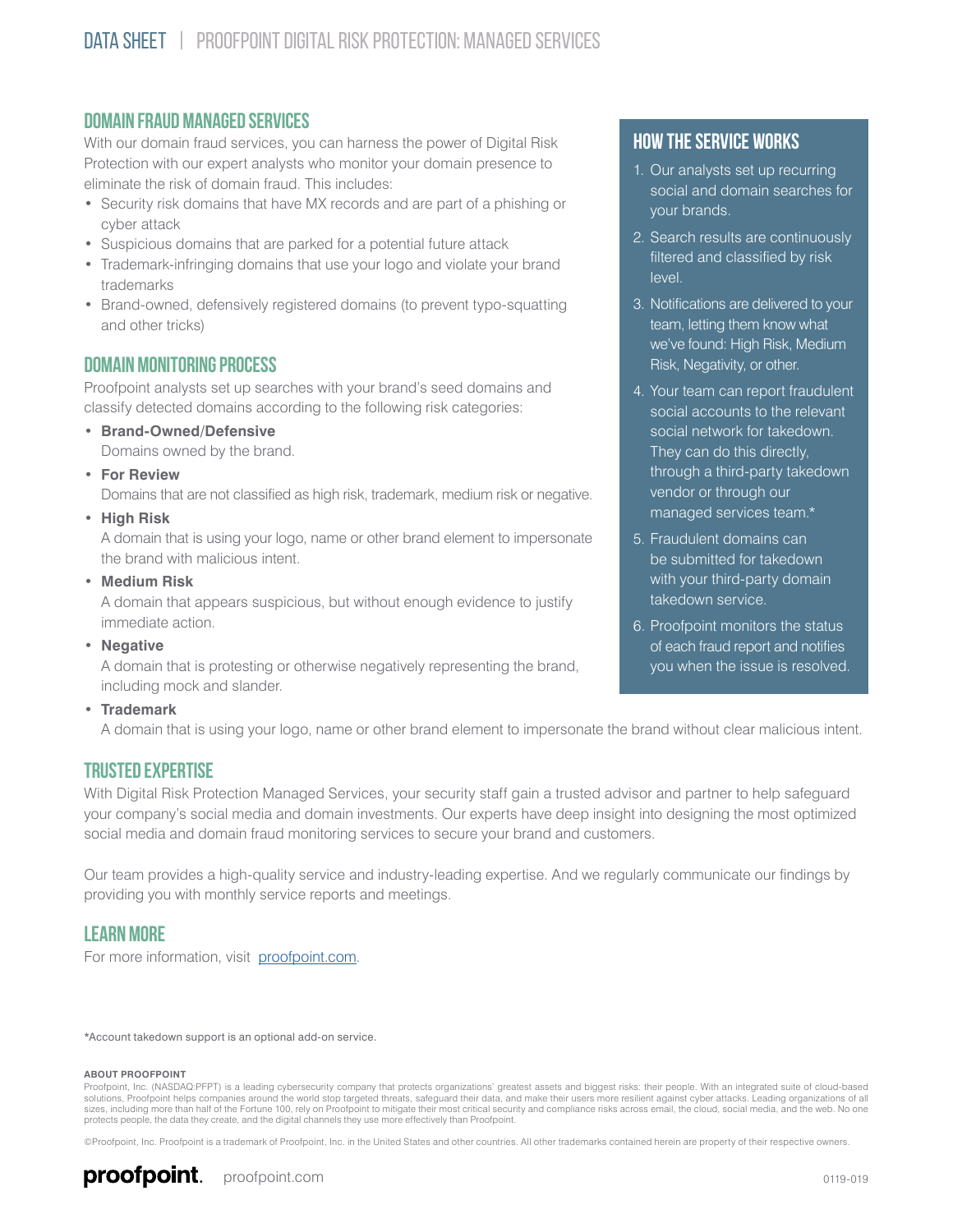## DOMAIN FRAUD MANAGED SERVICES

With our domain fraud services, you can harness the power of Digital Risk Protection with our expert analysts who monitor your domain presence to eliminate the risk of domain fraud. This includes:

- Security risk domains that have MX records and are part of a phishing or cyber attack
- Suspicious domains that are parked for a potential future attack
- Trademark-infringing domains that use your logo and violate your brand trademarks
- Brand-owned, defensively registered domains (to prevent typo-squatting and other tricks)

## DOMAIN MONITORING PROCESS

Proofpoint analysts set up searches with your brand's seed domains and classify detected domains according to the following risk categories:

- **Brand-Owned/Defensive**
  Domains owned by the brand.
- **For Review**
  Domains that are not classified as high risk, trademark, medium risk or negative.
- **High Risk**
  A domain that is using your logo, name or other brand element to impersonate the brand with malicious intent.
- **Medium Risk**
  A domain that appears suspicious, but without enough evidence to justify immediate action.
- **Negative**
  A domain that is protesting or otherwise negatively representing the brand, including mock and slander.
- **Trademark**
  A domain that is using your logo, name or other brand element to impersonate the brand without clear malicious intent.

## HOW THE SERVICE WORKS

1. Our analysts set up recurring social and domain searches for your brands.
2. Search results are continuously filtered and classified by risk level.
3. Notifications are delivered to your team, letting them know what we've found: High Risk, Medium Risk, Negativity, or other.
4. Your team can report fraudulent social accounts to the relevant social network for takedown. They can do this directly, through a third-party takedown vendor or through our managed services team.*
5. Fraudulent domains can be submitted for takedown with your third-party domain takedown service.
6. Proofpoint monitors the status of each fraud report and notifies you when the issue is resolved.

## TRUSTED EXPERTISE

With Digital Risk Protection Managed Services, your security staff gain a trusted advisor and partner to help safeguard your company's social media and domain investments. Our experts have deep insight into designing the most optimized social media and domain fraud monitoring services to secure your brand and customers.

Our team provides a high-quality service and industry-leading expertise. And we regularly communicate our findings by providing you with monthly service reports and meetings.

## LEARN MORE

For more information, visit [proofpoint.com](https://www.proofpoint.com).

*Account takedown support is an optional add-on service.

**ABOUT PROOFPOINT**

Proofpoint, Inc. (NASDAQ:PFPT) is a leading cybersecurity company that protects organizations' greatest assets and biggest risks: their people. With an integrated suite of cloud-based solutions, Proofpoint helps companies around the world stop targeted threats, safeguard their data, and make their users more resilient against cyber attacks. Leading organizations of all sizes, including more than half of the Fortune 100, rely on Proofpoint to mitigate their most critical security and compliance risks across email, the cloud, social media, and the web. No one protects people, the data they create, and the digital channels they use more effectively than Proofpoint.

©Proofpoint, Inc. Proofpoint is a trademark of Proofpoint, Inc. in the United States and other countries. All other trademarks contained herein are property of their respective owners.

proofpoint. proofpoint.com

0119-019